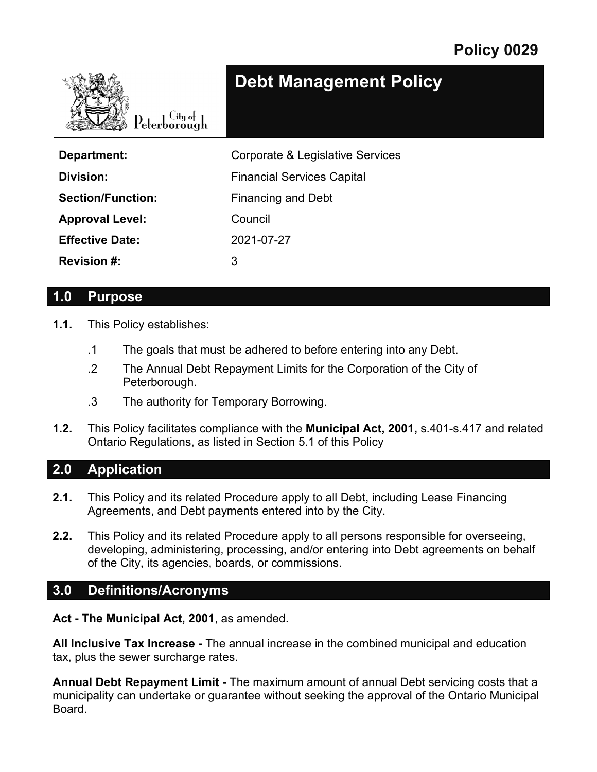Policy 0029

# Debt Management Policy

City of Peterborough

| | |
|---|---|
| **Department:** | Corporate & Legislative Services |
| **Division:** | Financial Services Capital |
| **Section/Function:** | Financing and Debt |
| **Approval Level:** | Council |
| **Effective Date:** | 2021-07-27 |
| **Revision #:** | 3 |

## 1.0 Purpose

**1.1.** This Policy establishes:

.1 The goals that must be adhered to before entering into any Debt.

.2 The Annual Debt Repayment Limits for the Corporation of the City of Peterborough.

.3 The authority for Temporary Borrowing.

**1.2.** This Policy facilitates compliance with the **Municipal Act, 2001,** s.401-s.417 and related Ontario Regulations, as listed in Section 5.1 of this Policy

## 2.0 Application

**2.1.** This Policy and its related Procedure apply to all Debt, including Lease Financing Agreements, and Debt payments entered into by the City.

**2.2.** This Policy and its related Procedure apply to all persons responsible for overseeing, developing, administering, processing, and/or entering into Debt agreements on behalf of the City, its agencies, boards, or commissions.

## 3.0 Definitions/Acronyms

**Act - The Municipal Act, 2001**, as amended.

**All Inclusive Tax Increase -** The annual increase in the combined municipal and education tax, plus the sewer surcharge rates.

**Annual Debt Repayment Limit -** The maximum amount of annual Debt servicing costs that a municipality can undertake or guarantee without seeking the approval of the Ontario Municipal Board.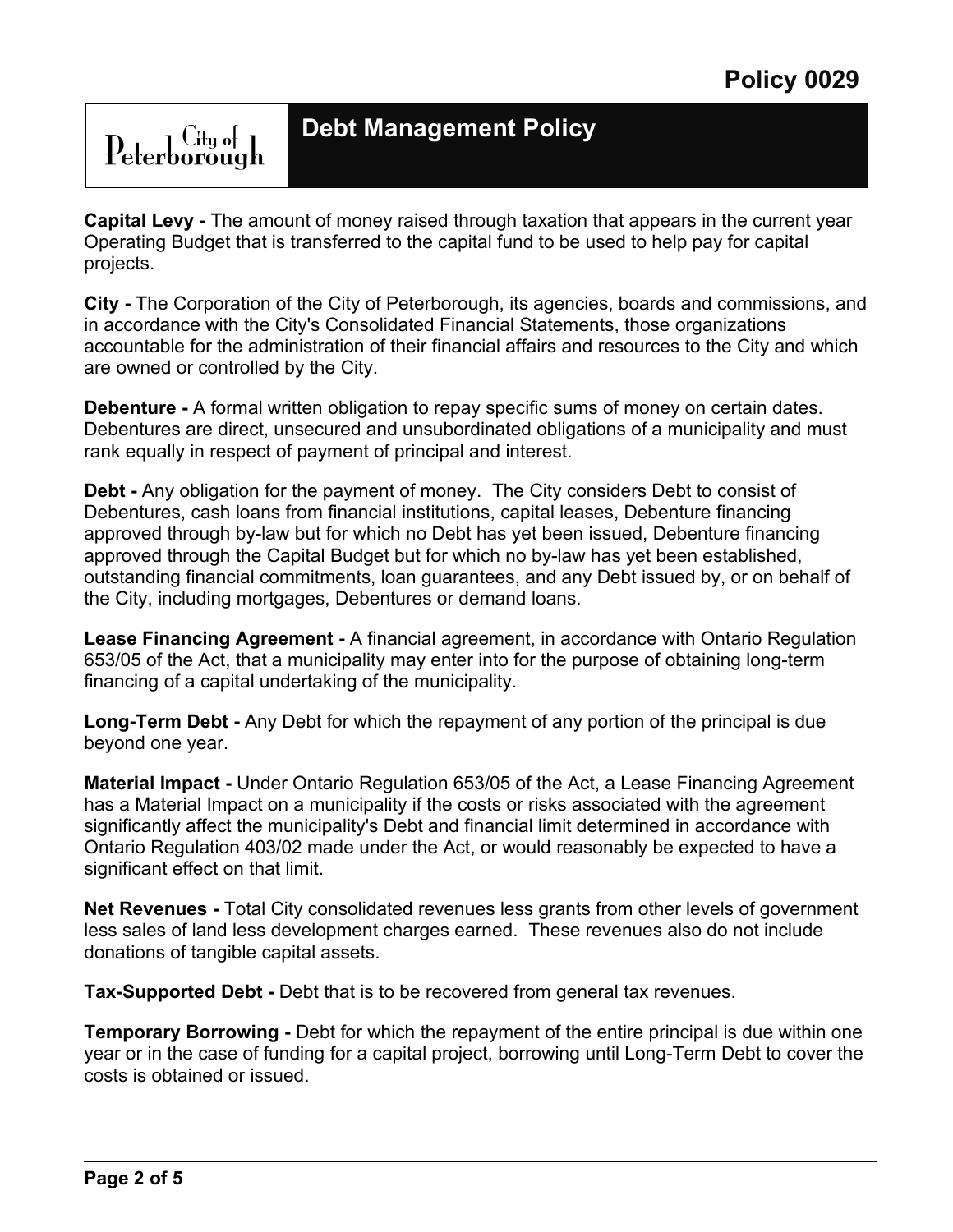**Capital Levy -** The amount of money raised through taxation that appears in the current year Operating Budget that is transferred to the capital fund to be used to help pay for capital projects.

**City -** The Corporation of the City of Peterborough, its agencies, boards and commissions, and in accordance with the City's Consolidated Financial Statements, those organizations accountable for the administration of their financial affairs and resources to the City and which are owned or controlled by the City.

**Debenture -** A formal written obligation to repay specific sums of money on certain dates. Debentures are direct, unsecured and unsubordinated obligations of a municipality and must rank equally in respect of payment of principal and interest.

**Debt -** Any obligation for the payment of money. The City considers Debt to consist of Debentures, cash loans from financial institutions, capital leases, Debenture financing approved through by-law but for which no Debt has yet been issued, Debenture financing approved through the Capital Budget but for which no by-law has yet been established, outstanding financial commitments, loan guarantees, and any Debt issued by, or on behalf of the City, including mortgages, Debentures or demand loans.

**Lease Financing Agreement -** A financial agreement, in accordance with Ontario Regulation 653/05 of the Act, that a municipality may enter into for the purpose of obtaining long-term financing of a capital undertaking of the municipality.

**Long-Term Debt -** Any Debt for which the repayment of any portion of the principal is due beyond one year.

**Material Impact -** Under Ontario Regulation 653/05 of the Act, a Lease Financing Agreement has a Material Impact on a municipality if the costs or risks associated with the agreement significantly affect the municipality's Debt and financial limit determined in accordance with Ontario Regulation 403/02 made under the Act, or would reasonably be expected to have a significant effect on that limit.

**Net Revenues -** Total City consolidated revenues less grants from other levels of government less sales of land less development charges earned. These revenues also do not include donations of tangible capital assets.

**Tax-Supported Debt -** Debt that is to be recovered from general tax revenues.

**Temporary Borrowing -** Debt for which the repayment of the entire principal is due within one year or in the case of funding for a capital project, borrowing until Long-Term Debt to cover the costs is obtained or issued.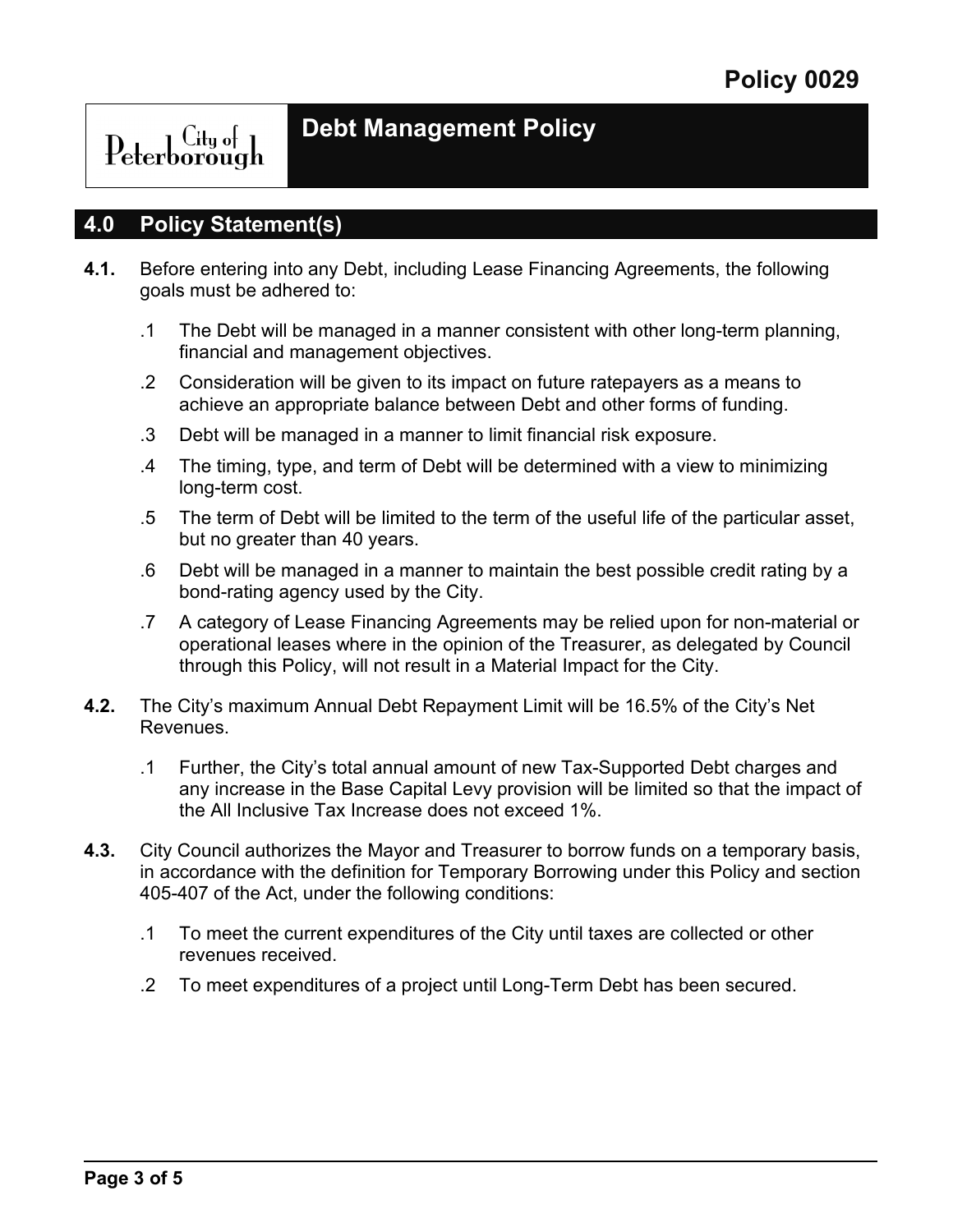# Policy 0029

## Debt Management Policy

## 4.0 Policy Statement(s)

**4.1.** Before entering into any Debt, including Lease Financing Agreements, the following goals must be adhered to:

.1 The Debt will be managed in a manner consistent with other long-term planning, financial and management objectives.

.2 Consideration will be given to its impact on future ratepayers as a means to achieve an appropriate balance between Debt and other forms of funding.

.3 Debt will be managed in a manner to limit financial risk exposure.

.4 The timing, type, and term of Debt will be determined with a view to minimizing long-term cost.

.5 The term of Debt will be limited to the term of the useful life of the particular asset, but no greater than 40 years.

.6 Debt will be managed in a manner to maintain the best possible credit rating by a bond-rating agency used by the City.

.7 A category of Lease Financing Agreements may be relied upon for non-material or operational leases where in the opinion of the Treasurer, as delegated by Council through this Policy, will not result in a Material Impact for the City.

**4.2.** The City's maximum Annual Debt Repayment Limit will be 16.5% of the City's Net Revenues.

.1 Further, the City's total annual amount of new Tax-Supported Debt charges and any increase in the Base Capital Levy provision will be limited so that the impact of the All Inclusive Tax Increase does not exceed 1%.

**4.3.** City Council authorizes the Mayor and Treasurer to borrow funds on a temporary basis, in accordance with the definition for Temporary Borrowing under this Policy and section 405-407 of the Act, under the following conditions:

.1 To meet the current expenditures of the City until taxes are collected or other revenues received.

.2 To meet expenditures of a project until Long-Term Debt has been secured.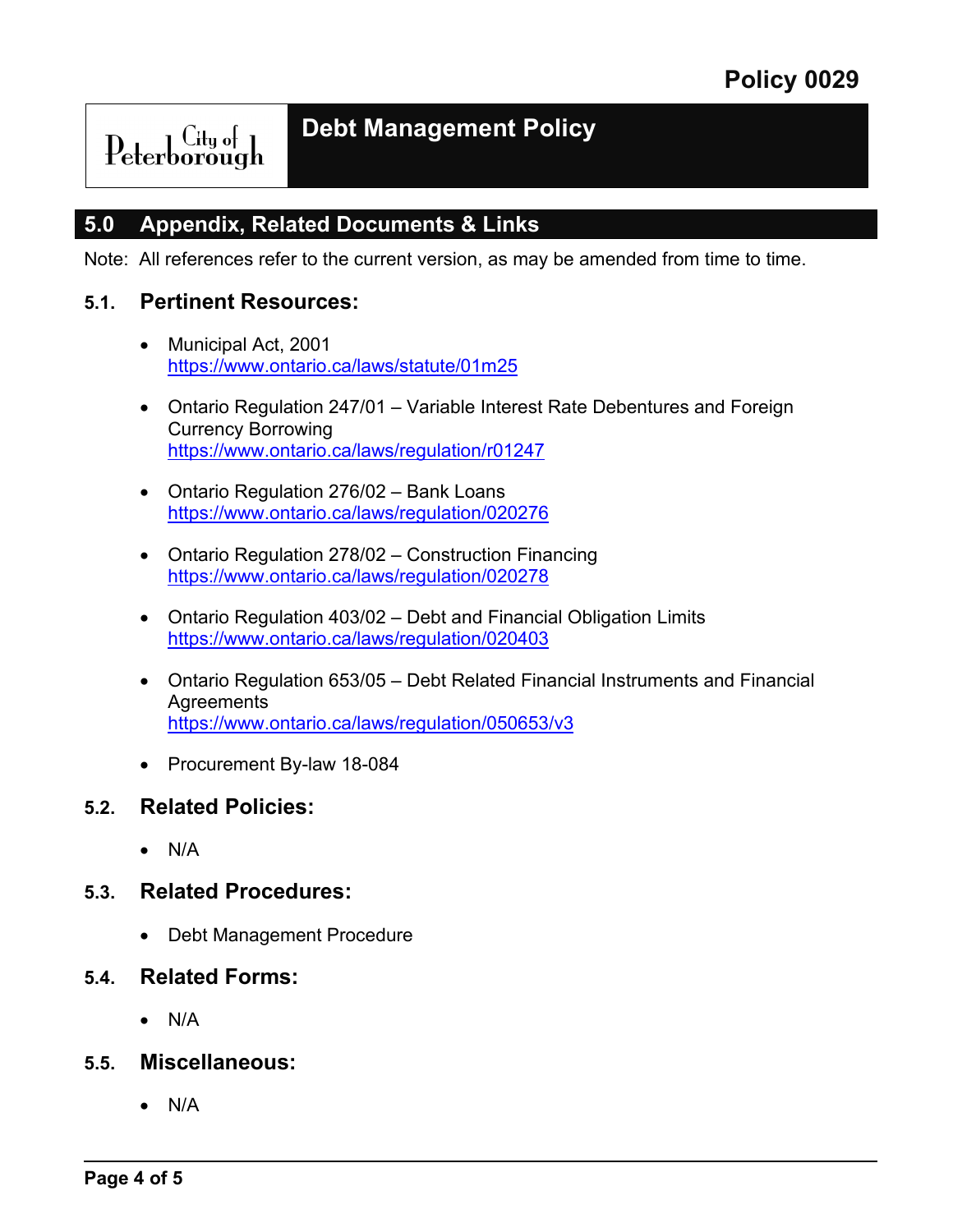## 5.0 Appendix, Related Documents & Links

Note: All references refer to the current version, as may be amended from time to time.

### 5.1. Pertinent Resources:

- Municipal Act, 2001
  https://www.ontario.ca/laws/statute/01m25
- Ontario Regulation 247/01 – Variable Interest Rate Debentures and Foreign Currency Borrowing
  https://www.ontario.ca/laws/regulation/r01247
- Ontario Regulation 276/02 – Bank Loans
  https://www.ontario.ca/laws/regulation/020276
- Ontario Regulation 278/02 – Construction Financing
  https://www.ontario.ca/laws/regulation/020278
- Ontario Regulation 403/02 – Debt and Financial Obligation Limits
  https://www.ontario.ca/laws/regulation/020403
- Ontario Regulation 653/05 – Debt Related Financial Instruments and Financial Agreements
  https://www.ontario.ca/laws/regulation/050653/v3
- Procurement By-law 18-084

### 5.2. Related Policies:

- N/A

### 5.3. Related Procedures:

- Debt Management Procedure

### 5.4. Related Forms:

- N/A

### 5.5. Miscellaneous:

- N/A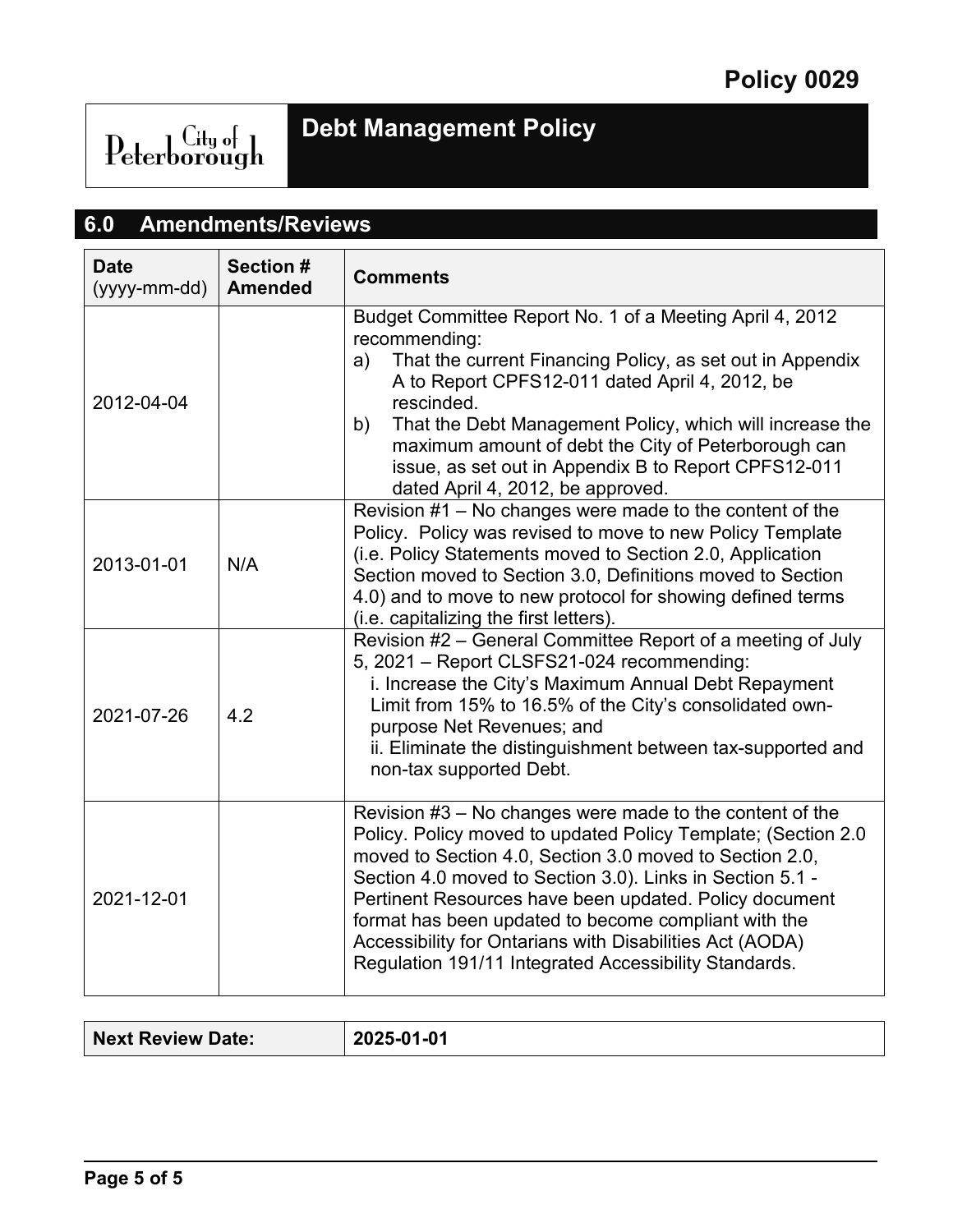# Policy 0029

City of Peterborough

## Debt Management Policy

## 6.0 Amendments/Reviews

| Date (yyyy-mm-dd) | Section # Amended | Comments |
|---|---|---|
| 2012-04-04 | | Budget Committee Report No. 1 of a Meeting April 4, 2012 recommending:<br>a) That the current Financing Policy, as set out in Appendix A to Report CPFS12-011 dated April 4, 2012, be rescinded.<br>b) That the Debt Management Policy, which will increase the maximum amount of debt the City of Peterborough can issue, as set out in Appendix B to Report CPFS12-011 dated April 4, 2012, be approved. |
| 2013-01-01 | N/A | Revision #1 – No changes were made to the content of the Policy. Policy was revised to move to new Policy Template (i.e. Policy Statements moved to Section 2.0, Application Section moved to Section 3.0, Definitions moved to Section 4.0) and to move to new protocol for showing defined terms (i.e. capitalizing the first letters). |
| 2021-07-26 | 4.2 | Revision #2 – General Committee Report of a meeting of July 5, 2021 – Report CLSFS21-024 recommending:<br>i. Increase the City's Maximum Annual Debt Repayment Limit from 15% to 16.5% of the City's consolidated own-purpose Net Revenues; and<br>ii. Eliminate the distinguishment between tax-supported and non-tax supported Debt. |
| 2021-12-01 | | Revision #3 – No changes were made to the content of the Policy. Policy moved to updated Policy Template; (Section 2.0 moved to Section 4.0, Section 3.0 moved to Section 2.0, Section 4.0 moved to Section 3.0). Links in Section 5.1 - Pertinent Resources have been updated. Policy document format has been updated to become compliant with the Accessibility for Ontarians with Disabilities Act (AODA) Regulation 191/11 Integrated Accessibility Standards. |

| Next Review Date: | 2025-01-01 |
|---|---|